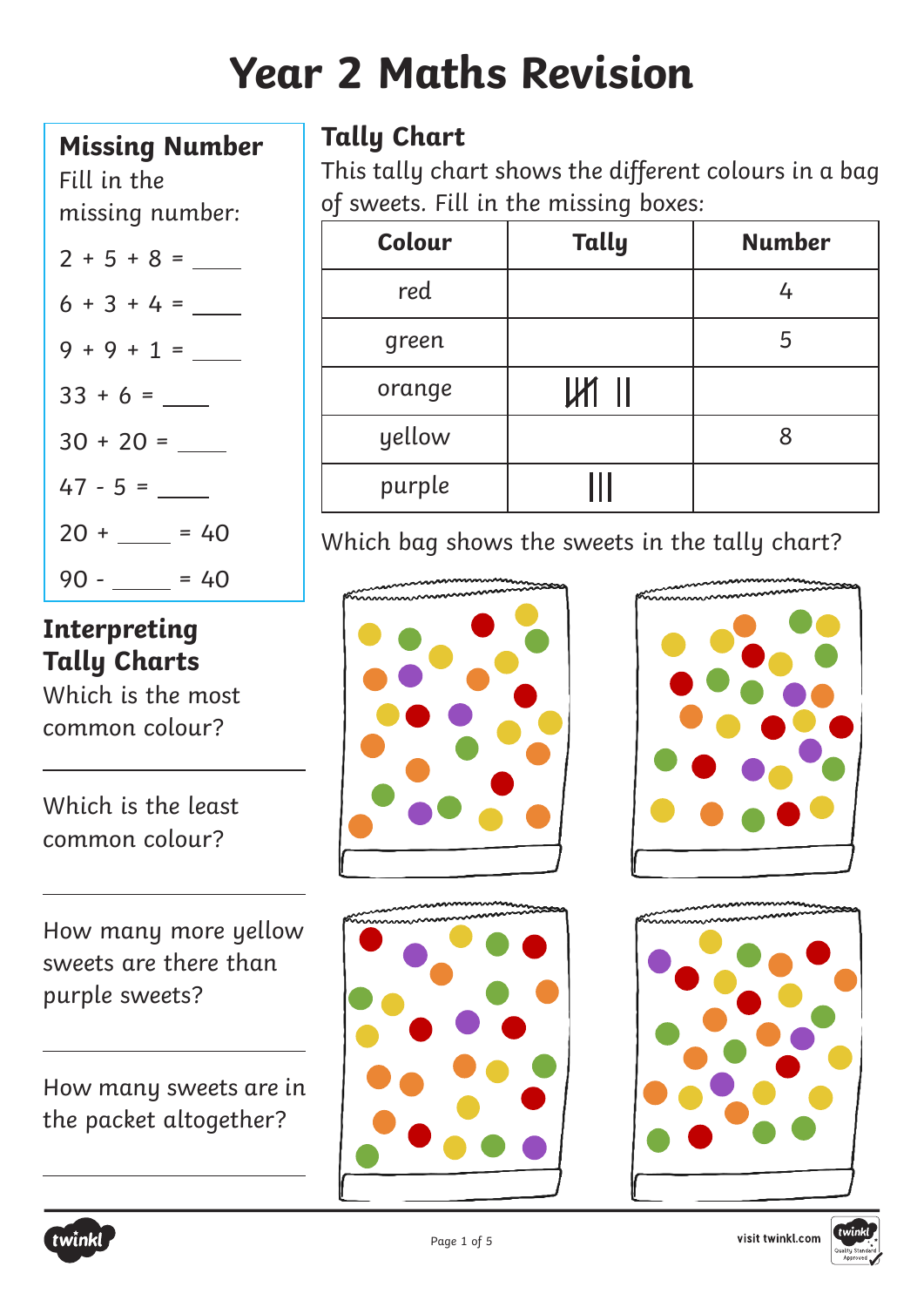# Year 2 Maths Revision

## Missing Number

Fill in the missing number:

2 + 5 + 8 = ____

6 + 3 + 4 = ____

9 + 9 + 1 = ____

33 + 6 = ____

30 + 20 = ____

47 - 5 = ____

20 + ____ = 40

90 - ____ = 40

## Tally Chart

This tally chart shows the different colours in a bag of sweets. Fill in the missing boxes:

| Colour | Tally | Number |
|---|---|---|
| red | | 4 |
| green | | 5 |
| orange | 卌 II | |
| yellow | | 8 |
| purple | III | |

Which bag shows the sweets in the tally chart?

## Interpreting Tally Charts

Which is the most common colour?

______________________

Which is the least common colour?

______________________

How many more yellow sweets are there than purple sweets?

______________________

How many sweets are in the packet altogether?

______________________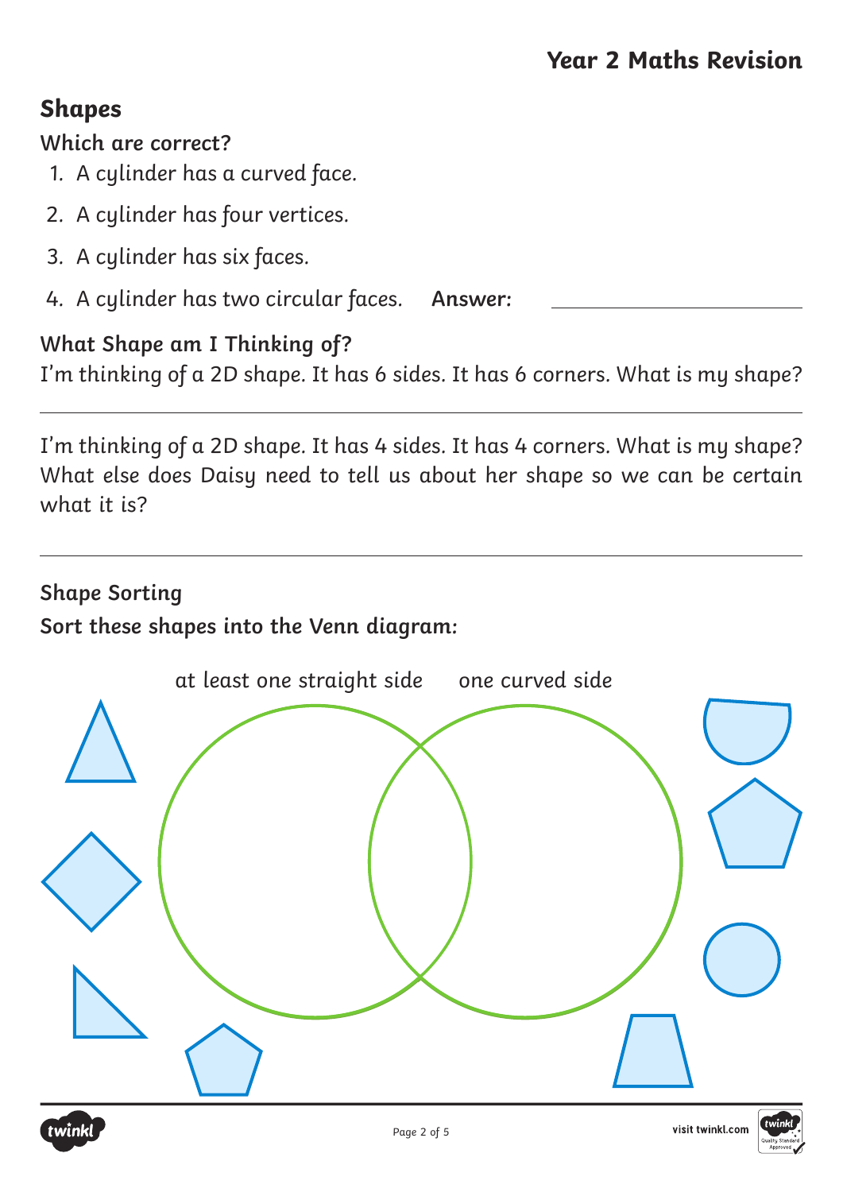## Shapes

**Which are correct?**

1. A cylinder has a curved face.
2. A cylinder has four vertices.
3. A cylinder has six faces.
4. A cylinder has two circular faces. **Answer:** ____________________

**What Shape am I Thinking of?**

I'm thinking of a 2D shape. It has 6 sides. It has 6 corners. What is my shape?

____________________________________________________________

I'm thinking of a 2D shape. It has 4 sides. It has 4 corners. What is my shape? What else does Daisy need to tell us about her shape so we can be certain what it is?

____________________________________________________________

**Shape Sorting**

**Sort these shapes into the Venn diagram:**

at least one straight side

one curved side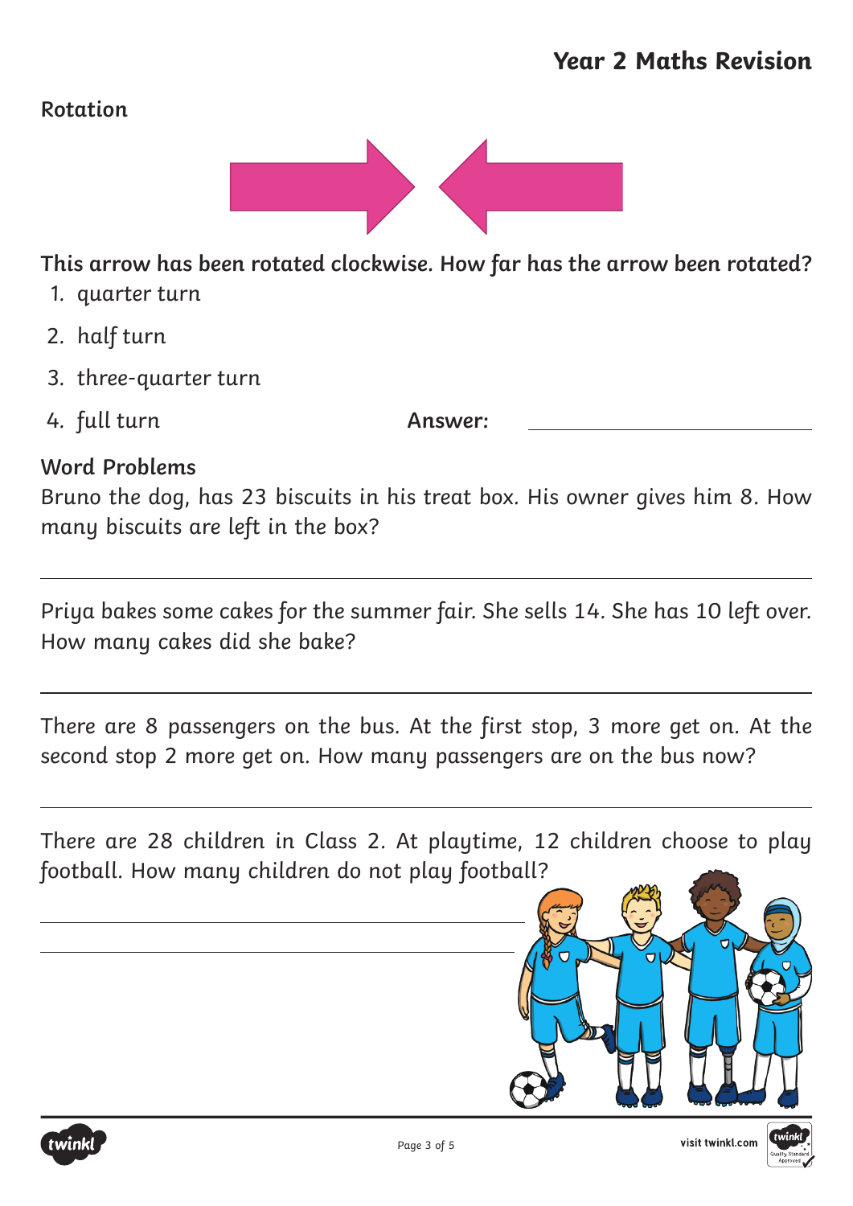## Rotation

**This arrow has been rotated clockwise. How far has the arrow been rotated?**

1. quarter turn
2. half turn
3. three-quarter turn
4. full turn

**Answer:** ____________________

## Word Problems

Bruno the dog, has 23 biscuits in his treat box. His owner gives him 8. How many biscuits are left in the box?

____________________

Priya bakes some cakes for the summer fair. She sells 14. She has 10 left over. How many cakes did she bake?

____________________

There are 8 passengers on the bus. At the first stop, 3 more get on. At the second stop 2 more get on. How many passengers are on the bus now?

____________________

There are 28 children in Class 2. At playtime, 12 children choose to play football. How many children do not play football?

____________________

____________________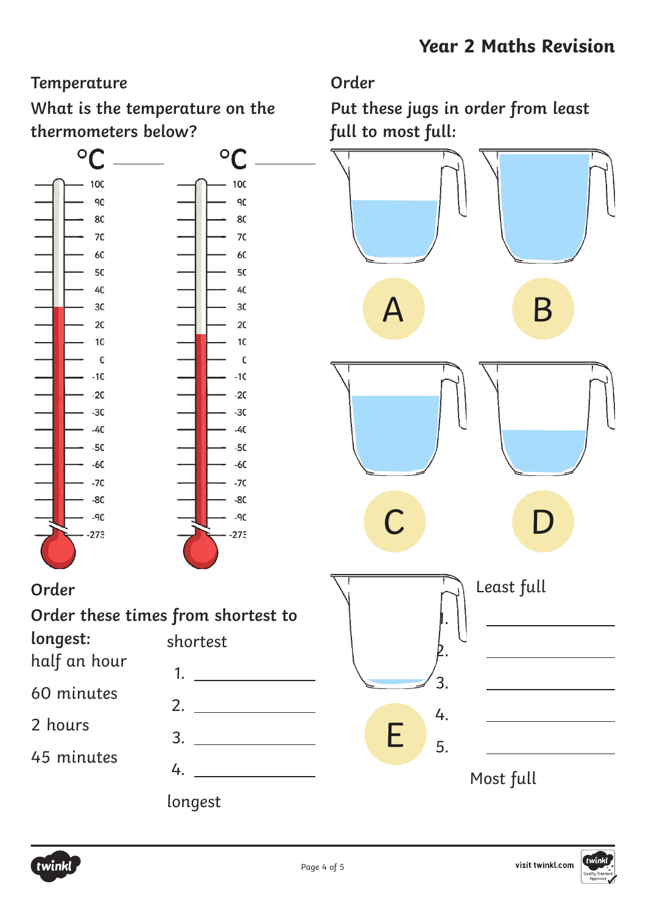# Year 2 Maths Revision

## Temperature

What is the temperature on the thermometers below?

°C ________

°C ________

100
90
80
70
60
50
40
30
20
10
0
-10
-20
-30
-40
-50
-60
-70
-80
-90
-273

100
90
80
70
60
50
40
30
20
10
0
-10
-20
-30
-40
-50
-60
-70
-80
-90
-273

## Order

Put these jugs in order from least full to most full:

A

B

C

D

E

Least full

1. ________
2. ________
3. ________
4. ________
5. ________

Most full

## Order

Order these times from shortest to longest:

half an hour

60 minutes

2 hours

45 minutes

shortest

1. ________
2. ________
3. ________
4. ________

longest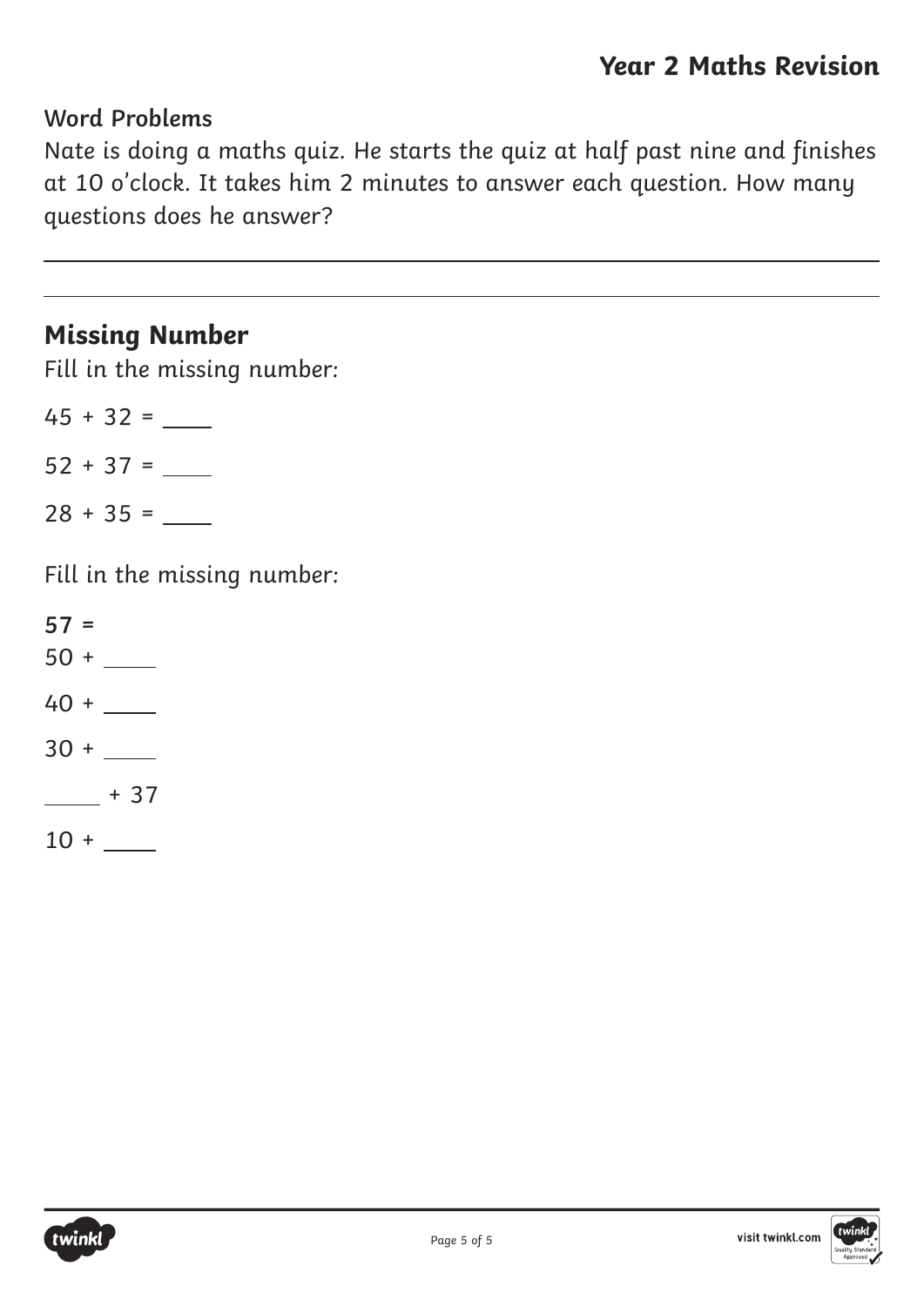## Year 2 Maths Revision

### Word Problems

*Nate is doing a maths quiz. He starts the quiz at half past nine and finishes at 10 o'clock. It takes him 2 minutes to answer each question. How many questions does he answer?*

---

---

## Missing Number

*Fill in the missing number:*

45 + 32 = ____

52 + 37 = ____

28 + 35 = ____

*Fill in the missing number:*

**57 =**

50 + ____

40 + ____

30 + ____

____ + 37

10 + ____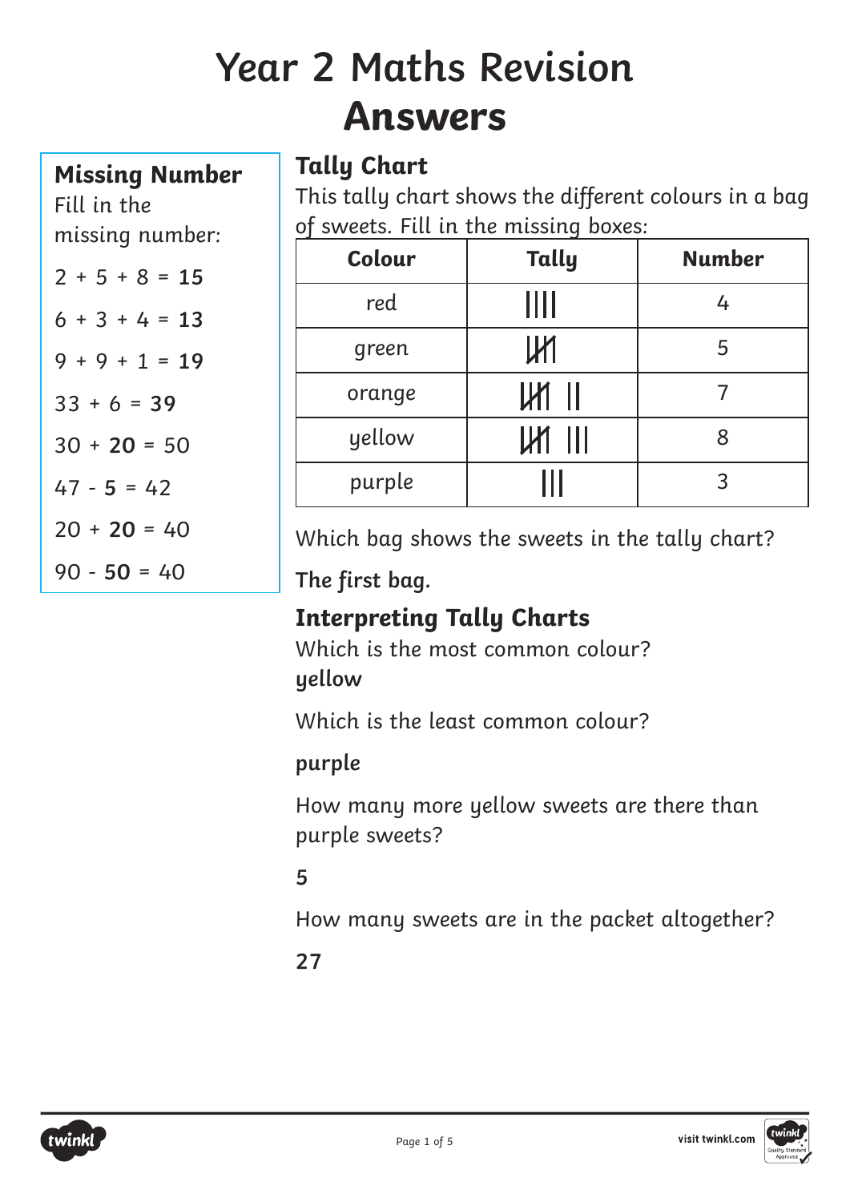# Year 2 Maths Revision
# Answers

## Missing Number

Fill in the missing number:

2 + 5 + 8 = **15**

6 + 3 + 4 = **13**

9 + 9 + 1 = **19**

33 + 6 = **39**

30 + **20** = 50

47 - **5** = 42

20 + **20** = 40

90 - **50** = 40

## Tally Chart

This tally chart shows the different colours in a bag of sweets. Fill in the missing boxes:

| Colour | Tally | Number |
| --- | --- | --- |
| red | IIII | 4 |
| green | ~~IIII~~ | 5 |
| orange | ~~IIII~~ II | 7 |
| yellow | ~~IIII~~ III | 8 |
| purple | III | 3 |

Which bag shows the sweets in the tally chart?

**The first bag.**

## Interpreting Tally Charts

Which is the most common colour?

**yellow**

Which is the least common colour?

**purple**

How many more yellow sweets are there than purple sweets?

**5**

How many sweets are in the packet altogether?

**27**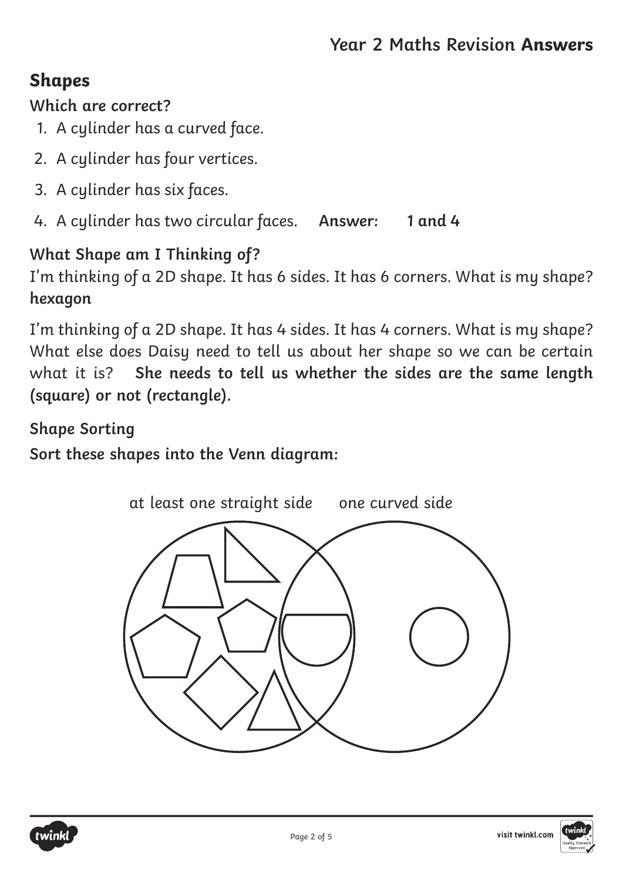## Shapes

**Which are correct?**

1. A cylinder has a curved face.
2. A cylinder has four vertices.
3. A cylinder has six faces.
4. A cylinder has two circular faces. **Answer: 1 and 4**

**What Shape am I Thinking of?**

I'm thinking of a 2D shape. It has 6 sides. It has 6 corners. What is my shape? **hexagon**

I'm thinking of a 2D shape. It has 4 sides. It has 4 corners. What is my shape? What else does Daisy need to tell us about her shape so we can be certain what it is? **She needs to tell us whether the sides are the same length (square) or not (rectangle).**

**Shape Sorting**

**Sort these shapes into the Venn diagram:**

at least one straight side

one curved side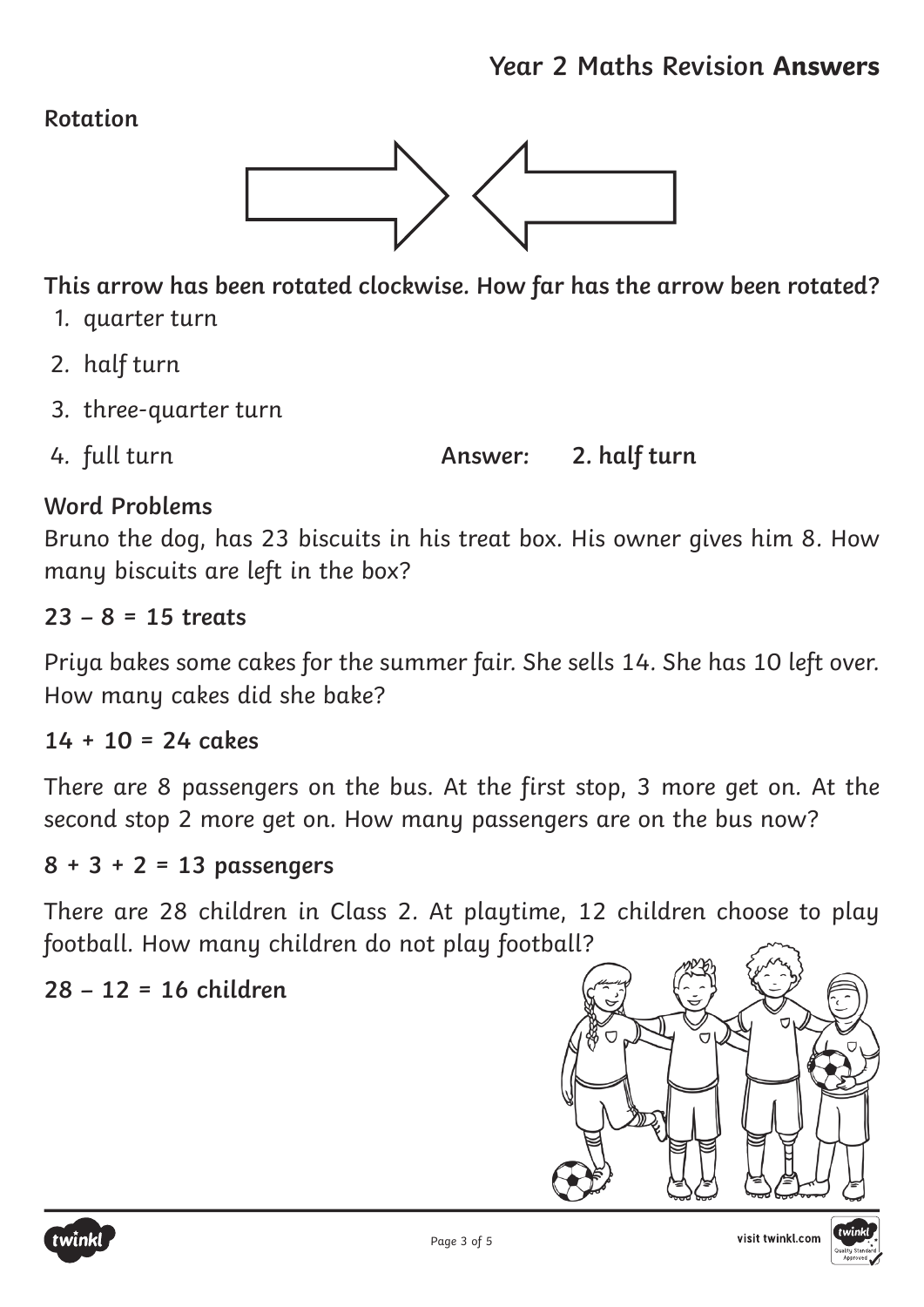## Year 2 Maths Revision **Answers**

### Rotation

**This arrow has been rotated clockwise. How far has the arrow been rotated?**

1. quarter turn
2. half turn
3. three-quarter turn
4. full turn

**Answer: 2. half turn**

### Word Problems

Bruno the dog, has 23 biscuits in his treat box. His owner gives him 8. How many biscuits are left in the box?

**23 – 8 = 15 treats**

Priya bakes some cakes for the summer fair. She sells 14. She has 10 left over. How many cakes did she bake?

**14 + 10 = 24 cakes**

There are 8 passengers on the bus. At the first stop, 3 more get on. At the second stop 2 more get on. How many passengers are on the bus now?

**8 + 3 + 2 = 13 passengers**

There are 28 children in Class 2. At playtime, 12 children choose to play football. How many children do not play football?

**28 – 12 = 16 children**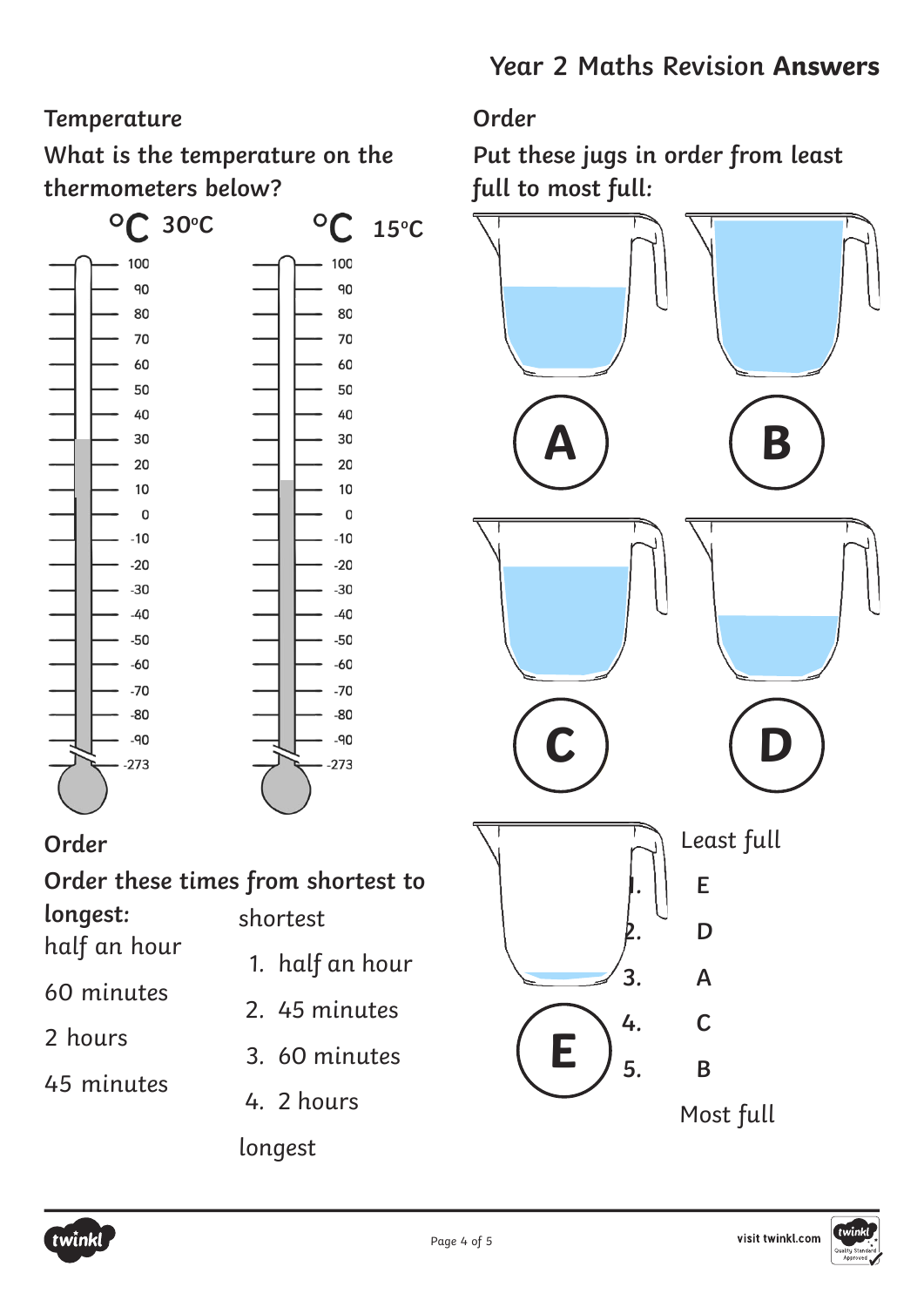# Year 2 Maths Revision **Answers**

## Temperature

**What is the temperature on the thermometers below?**

°C **30°C**

100
90
80
70
60
50
40
30
20
10
0
-10
-20
-30
-40
-50
-60
-70
-80
-90
-273

°C **15°C**

100
90
80
70
60
50
40
30
20
10
0
-10
-20
-30
-40
-50
-60
-70
-80
-90
-273

## Order

**Order these times from shortest to longest:**

half an hour

60 minutes

2 hours

45 minutes

shortest

1. half an hour
2. 45 minutes
3. 60 minutes
4. 2 hours

longest

## Order

**Put these jugs in order from least full to most full:**

**A**

**B**

**C**

**D**

**E**

Least full

1. E
2. D
3. A
4. C
5. B

Most full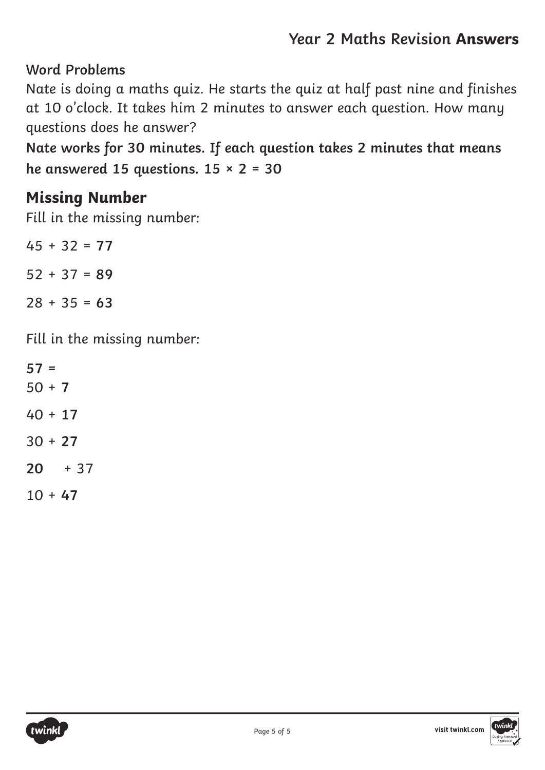## Year 2 Maths Revision **Answers**

### Word Problems

*Nate is doing a maths quiz. He starts the quiz at half past nine and finishes at 10 o'clock. It takes him 2 minutes to answer each question. How many questions does he answer?*

**Nate works for 30 minutes. If each question takes 2 minutes that means he answered 15 questions. 15 × 2 = 30**

## Missing Number

*Fill in the missing number:*

45 + 32 = **77**

52 + 37 = **89**

28 + 35 = **63**

*Fill in the missing number:*

**57 =**

50 + **7**

40 + **17**

30 + **27**

**20** + 37

10 + **47**